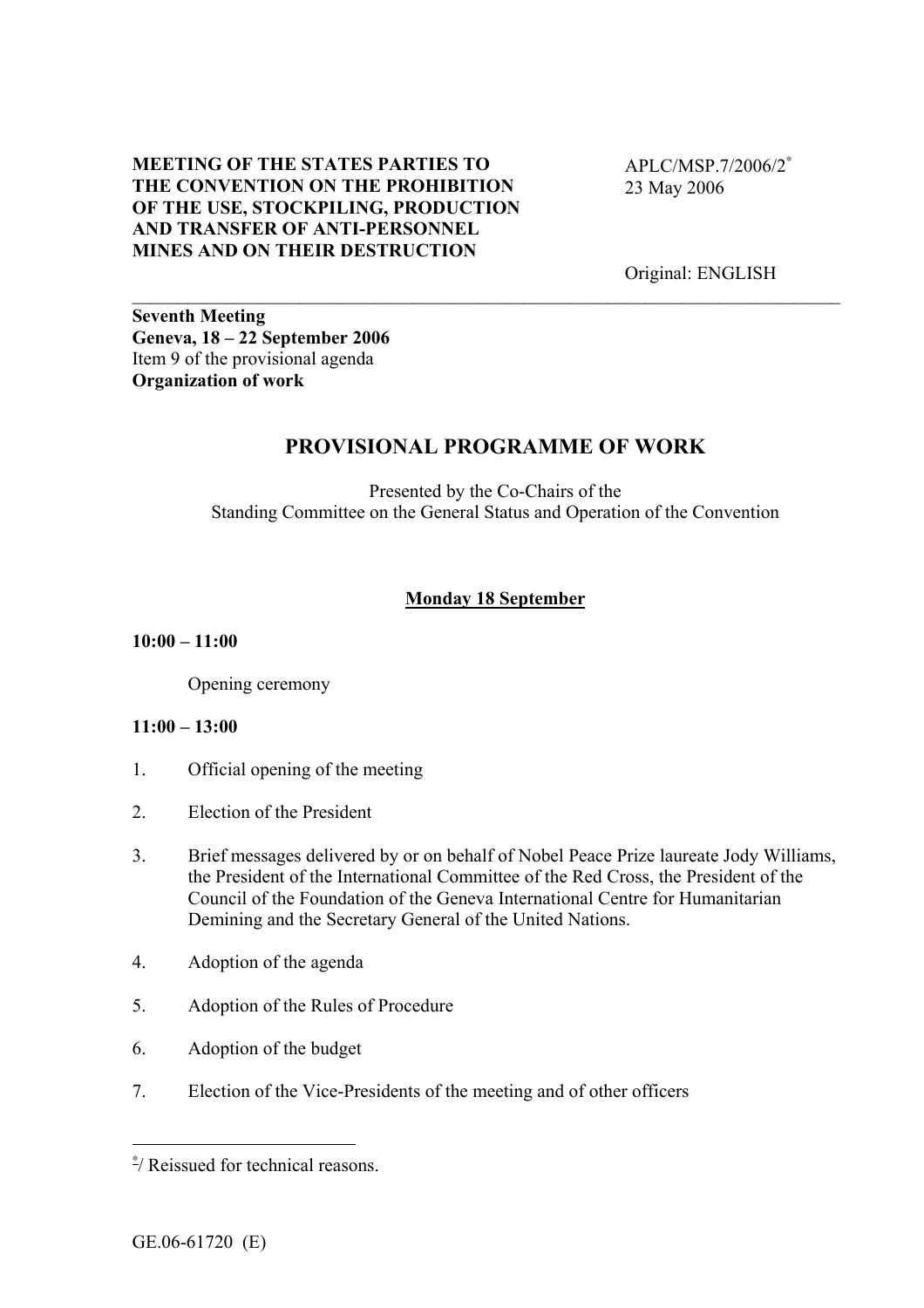**MEETING OF THE STATES PARTIES TO THE CONVENTION ON THE PROHIBITION OF THE USE, STOCKPILING, PRODUCTION AND TRANSFER OF ANTI-PERSONNEL MINES AND ON THEIR DESTRUCTION**

APLC/MSP.7/2006/2[*]
23 May 2006

Original: ENGLISH

---

**Seventh Meeting**
**Geneva, 18 – 22 September 2006**
Item 9 of the provisional agenda
**Organization of work**

# PROVISIONAL PROGRAMME OF WORK

Presented by the Co-Chairs of the
Standing Committee on the General Status and Operation of the Convention

## Monday 18 September

**10:00 – 11:00**

Opening ceremony

**11:00 – 13:00**

1. Official opening of the meeting
2. Election of the President
3. Brief messages delivered by or on behalf of Nobel Peace Prize laureate Jody Williams, the President of the International Committee of the Red Cross, the President of the Council of the Foundation of the Geneva International Centre for Humanitarian Demining and the Secretary General of the United Nations.
4. Adoption of the agenda
5. Adoption of the Rules of Procedure
6. Adoption of the budget
7. Election of the Vice-Presidents of the meeting and of other officers

---

[*]/ Reissued for technical reasons.

GE.06-61720 (E)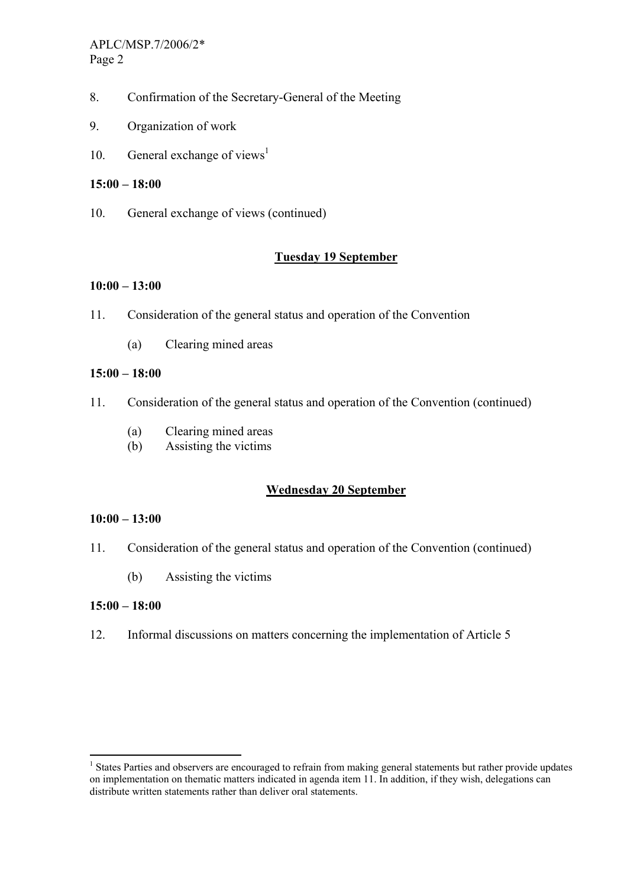8. Confirmation of the Secretary-General of the Meeting

9. Organization of work

10. General exchange of views[1]

**15:00 – 18:00**

10. General exchange of views (continued)

## Tuesday 19 September

**10:00 – 13:00**

11. Consideration of the general status and operation of the Convention

    (a) Clearing mined areas

**15:00 – 18:00**

11. Consideration of the general status and operation of the Convention (continued)

    (a) Clearing mined areas
    (b) Assisting the victims

## Wednesday 20 September

**10:00 – 13:00**

11. Consideration of the general status and operation of the Convention (continued)

    (b) Assisting the victims

**15:00 – 18:00**

12. Informal discussions on matters concerning the implementation of Article 5

---

[1] States Parties and observers are encouraged to refrain from making general statements but rather provide updates on implementation on thematic matters indicated in agenda item 11. In addition, if they wish, delegations can distribute written statements rather than deliver oral statements.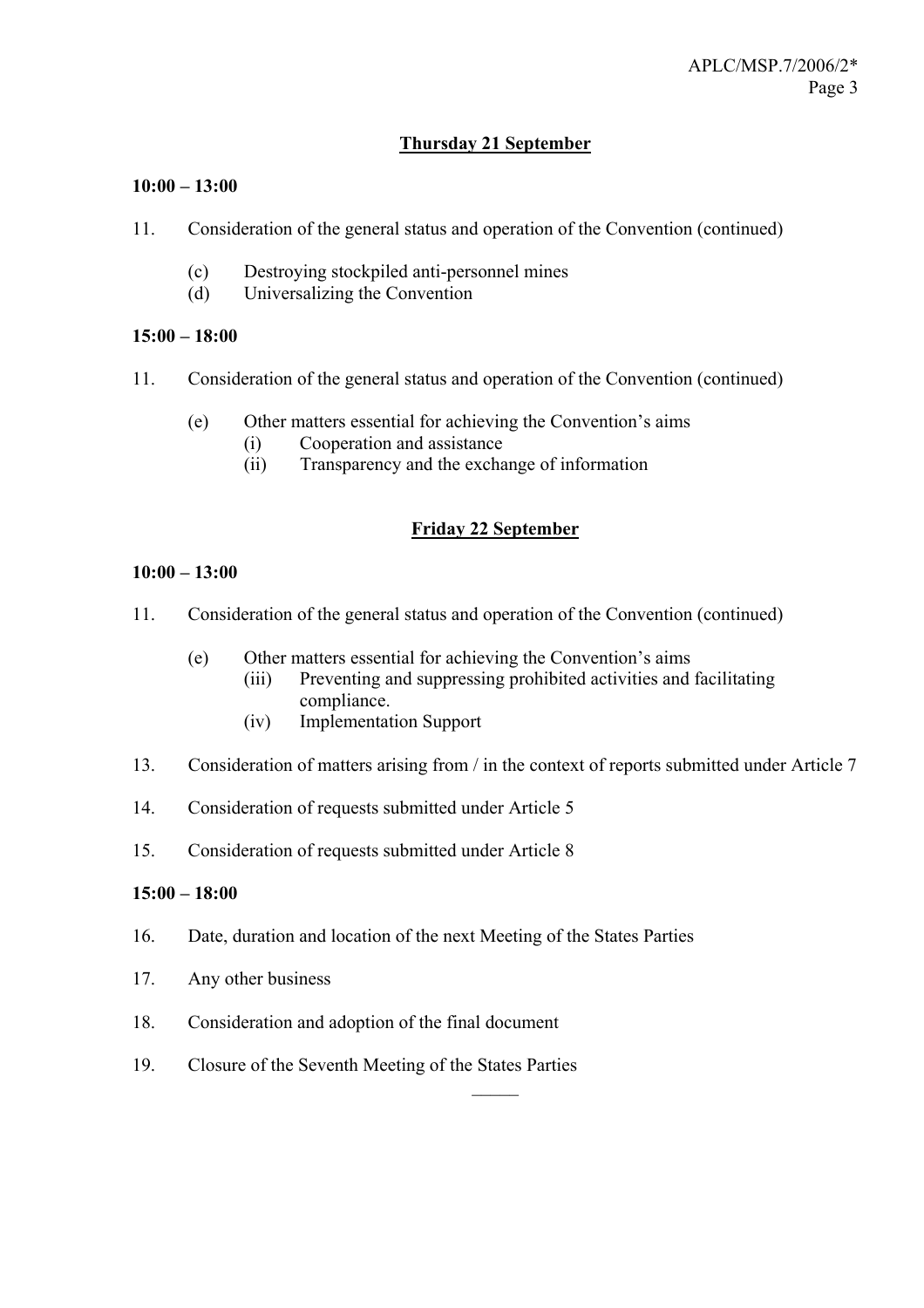**Thursday 21 September**

**10:00 – 13:00**

11. Consideration of the general status and operation of the Convention (continued)

    (c) Destroying stockpiled anti-personnel mines
    (d) Universalizing the Convention

**15:00 – 18:00**

11. Consideration of the general status and operation of the Convention (continued)

    (e) Other matters essential for achieving the Convention's aims
        (i) Cooperation and assistance
        (ii) Transparency and the exchange of information

**Friday 22 September**

**10:00 – 13:00**

11. Consideration of the general status and operation of the Convention (continued)

    (e) Other matters essential for achieving the Convention's aims
        (iii) Preventing and suppressing prohibited activities and facilitating compliance.
        (iv) Implementation Support

13. Consideration of matters arising from / in the context of reports submitted under Article 7

14. Consideration of requests submitted under Article 5

15. Consideration of requests submitted under Article 8

**15:00 – 18:00**

16. Date, duration and location of the next Meeting of the States Parties

17. Any other business

18. Consideration and adoption of the final document

19. Closure of the Seventh Meeting of the States Parties

\_\_\_\_\_